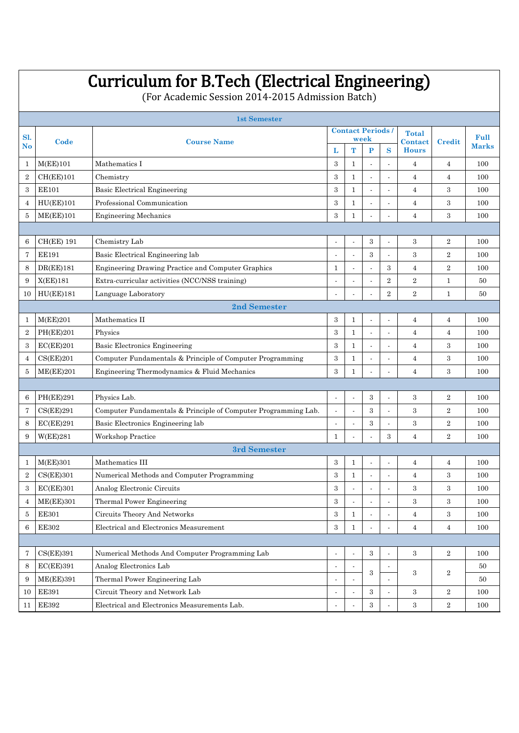# Curriculum for B.Tech (Electrical Engineering)

(For Academic Session 2014-2015 Admission Batch)

| Sl. No | Code | Course Name | Contact Periods / week | | | | Total Contact Hours | Credit | Full Marks |
|---|---|---|---|---|---|---|---|---|---|
| | | | L | T | P | S | | | |
| **1st Semester** | | | | | | | | | |
| 1 | M(EE)101 | Mathematics I | 3 | 1 | - | - | 4 | 4 | 100 |
| 2 | CH(EE)101 | Chemistry | 3 | 1 | - | - | 4 | 4 | 100 |
| 3 | EE101 | Basic Electrical Engineering | 3 | 1 | - | - | 4 | 3 | 100 |
| 4 | HU(EE)101 | Professional Communication | 3 | 1 | - | - | 4 | 3 | 100 |
| 5 | ME(EE)101 | Engineering Mechanics | 3 | 1 | - | - | 4 | 3 | 100 |
| | | | | | | | | | |
| 6 | CH(EE) 191 | Chemistry Lab | - | - | 3 | - | 3 | 2 | 100 |
| 7 | EE191 | Basic Electrical Engineering lab | - | - | 3 | - | 3 | 2 | 100 |
| 8 | DR(EE)181 | Engineering Drawing Practice and Computer Graphics | 1 | - | - | 3 | 4 | 2 | 100 |
| 9 | X(EE)181 | Extra-curricular activities (NCC/NSS training) | - | - | - | 2 | 2 | 1 | 50 |
| 10 | HU(EE)181 | Language Laboratory | - | - | - | 2 | 2 | 1 | 50 |
| **2nd Semester** | | | | | | | | | |
| 1 | M(EE)201 | Mathematics II | 3 | 1 | - | - | 4 | 4 | 100 |
| 2 | PH(EE)201 | Physics | 3 | 1 | - | - | 4 | 4 | 100 |
| 3 | EC(EE)201 | Basic Electronics Engineering | 3 | 1 | - | - | 4 | 3 | 100 |
| 4 | CS(EE)201 | Computer Fundamentals & Principle of Computer Programming | 3 | 1 | - | - | 4 | 3 | 100 |
| 5 | ME(EE)201 | Engineering Thermodynamics & Fluid Mechanics | 3 | 1 | - | - | 4 | 3 | 100 |
| | | | | | | | | | |
| 6 | PH(EE)291 | Physics Lab. | - | - | 3 | - | 3 | 2 | 100 |
| 7 | CS(EE)291 | Computer Fundamentals & Principle of Computer Programming Lab. | - | - | 3 | - | 3 | 2 | 100 |
| 8 | EC(EE)291 | Basic Electronics Engineering lab | - | - | 3 | - | 3 | 2 | 100 |
| 9 | W(EE)281 | Workshop Practice | 1 | - | - | 3 | 4 | 2 | 100 |
| **3rd Semester** | | | | | | | | | |
| 1 | M(EE)301 | Mathematics III | 3 | 1 | - | - | 4 | 4 | 100 |
| 2 | CS(EE)301 | Numerical Methods and Computer Programming | 3 | 1 | - | - | 4 | 3 | 100 |
| 3 | EC(EE)301 | Analog Electronic Circuits | 3 | - | - | - | 3 | 3 | 100 |
| 4 | ME(EE)301 | Thermal Power Engineering | 3 | - | - | - | 3 | 3 | 100 |
| 5 | EE301 | Circuits Theory And Networks | 3 | 1 | - | - | 4 | 3 | 100 |
| 6 | EE302 | Electrical and Electronics Measurement | 3 | 1 | - | - | 4 | 4 | 100 |
| | | | | | | | | | |
| 7 | CS(EE)391 | Numerical Methods And Computer Programming Lab | - | - | 3 | - | 3 | 2 | 100 |
| 8 | EC(EE)391 | Analog Electronics Lab | - | - | 3 | - | 3 | 2 | 50 |
| 9 | ME(EE)391 | Thermal Power Engineering Lab | - | - | | - | | | 50 |
| 10 | EE391 | Circuit Theory and Network Lab | - | - | 3 | - | 3 | 2 | 100 |
| 11 | EE392 | Electrical and Electronics Measurements Lab. | - | - | 3 | - | 3 | 2 | 100 |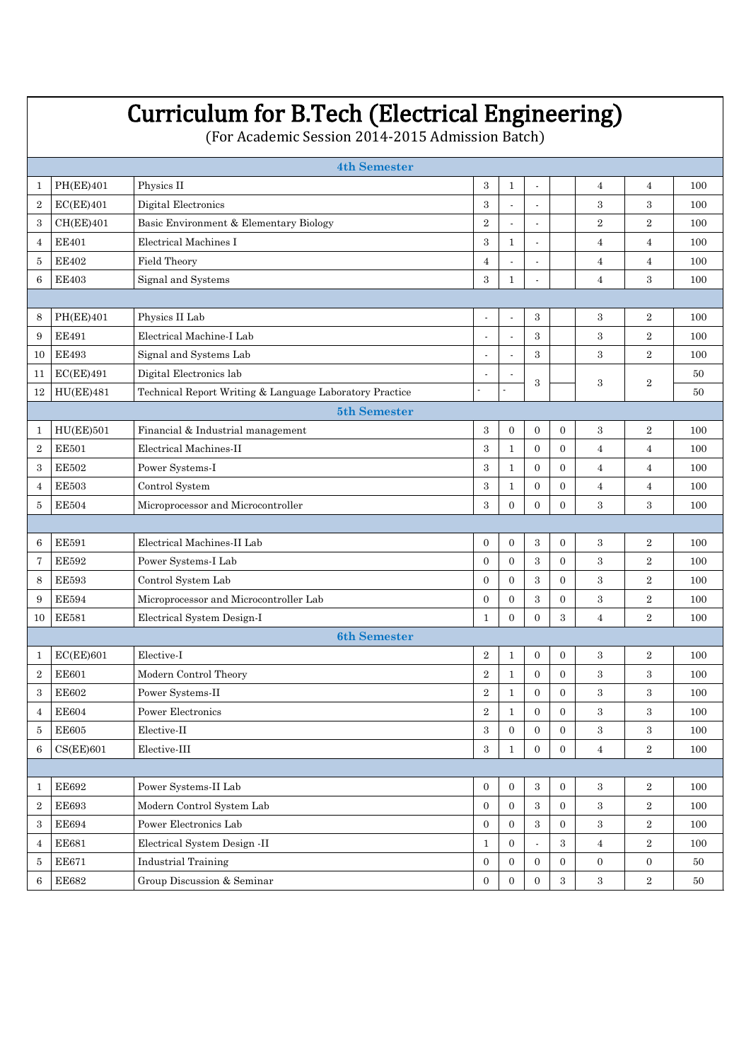# Curriculum for B.Tech (Electrical Engineering)

(For Academic Session 2014-2015 Admission Batch)

| | | | | | | | | | |
|---|---|---|---|---|---|---|---|---|---|
| **4th Semester** | | | | | | | | | |
| 1 | PH(EE)401 | Physics II | 3 | 1 | - | | 4 | 4 | 100 |
| 2 | EC(EE)401 | Digital Electronics | 3 | - | - | | 3 | 3 | 100 |
| 3 | CH(EE)401 | Basic Environment & Elementary Biology | 2 | - | - | | 2 | 2 | 100 |
| 4 | EE401 | Electrical Machines I | 3 | 1 | - | | 4 | 4 | 100 |
| 5 | EE402 | Field Theory | 4 | - | - | | 4 | 4 | 100 |
| 6 | EE403 | Signal and Systems | 3 | 1 | - | | 4 | 3 | 100 |
| | | | | | | | | | |
| 8 | PH(EE)401 | Physics II Lab | - | - | 3 | | 3 | 2 | 100 |
| 9 | EE491 | Electrical Machine-I Lab | - | - | 3 | | 3 | 2 | 100 |
| 10 | EE493 | Signal and Systems Lab | - | - | 3 | | 3 | 2 | 100 |
| 11 | EC(EE)491 | Digital Electronics lab | - | - | 3 | | 3 | 2 | 50 |
| 12 | HU(EE)481 | Technical Report Writing & Language Laboratory Practice | - | - | | | | | 50 |
| **5th Semester** | | | | | | | | | |
| 1 | HU(EE)501 | Financial & Industrial management | 3 | 0 | 0 | 0 | 3 | 2 | 100 |
| 2 | EE501 | Electrical Machines-II | 3 | 1 | 0 | 0 | 4 | 4 | 100 |
| 3 | EE502 | Power Systems-I | 3 | 1 | 0 | 0 | 4 | 4 | 100 |
| 4 | EE503 | Control System | 3 | 1 | 0 | 0 | 4 | 4 | 100 |
| 5 | EE504 | Microprocessor and Microcontroller | 3 | 0 | 0 | 0 | 3 | 3 | 100 |
| | | | | | | | | | |
| 6 | EE591 | Electrical Machines-II Lab | 0 | 0 | 3 | 0 | 3 | 2 | 100 |
| 7 | EE592 | Power Systems-I Lab | 0 | 0 | 3 | 0 | 3 | 2 | 100 |
| 8 | EE593 | Control System Lab | 0 | 0 | 3 | 0 | 3 | 2 | 100 |
| 9 | EE594 | Microprocessor and Microcontroller Lab | 0 | 0 | 3 | 0 | 3 | 2 | 100 |
| 10 | EE581 | Electrical System Design-I | 1 | 0 | 0 | 3 | 4 | 2 | 100 |
| **6th Semester** | | | | | | | | | |
| 1 | EC(EE)601 | Elective-I | 2 | 1 | 0 | 0 | 3 | 2 | 100 |
| 2 | EE601 | Modern Control Theory | 2 | 1 | 0 | 0 | 3 | 3 | 100 |
| 3 | EE602 | Power Systems-II | 2 | 1 | 0 | 0 | 3 | 3 | 100 |
| 4 | EE604 | Power Electronics | 2 | 1 | 0 | 0 | 3 | 3 | 100 |
| 5 | EE605 | Elective-II | 3 | 0 | 0 | 0 | 3 | 3 | 100 |
| 6 | CS(EE)601 | Elective-III | 3 | 1 | 0 | 0 | 4 | 2 | 100 |
| | | | | | | | | | |
| 1 | EE692 | Power Systems-II Lab | 0 | 0 | 3 | 0 | 3 | 2 | 100 |
| 2 | EE693 | Modern Control System Lab | 0 | 0 | 3 | 0 | 3 | 2 | 100 |
| 3 | EE694 | Power Electronics Lab | 0 | 0 | 3 | 0 | 3 | 2 | 100 |
| 4 | EE681 | Electrical System Design -II | 1 | 0 | - | 3 | 4 | 2 | 100 |
| 5 | EE671 | Industrial Training | 0 | 0 | 0 | 0 | 0 | 0 | 50 |
| 6 | EE682 | Group Discussion & Seminar | 0 | 0 | 0 | 3 | 3 | 2 | 50 |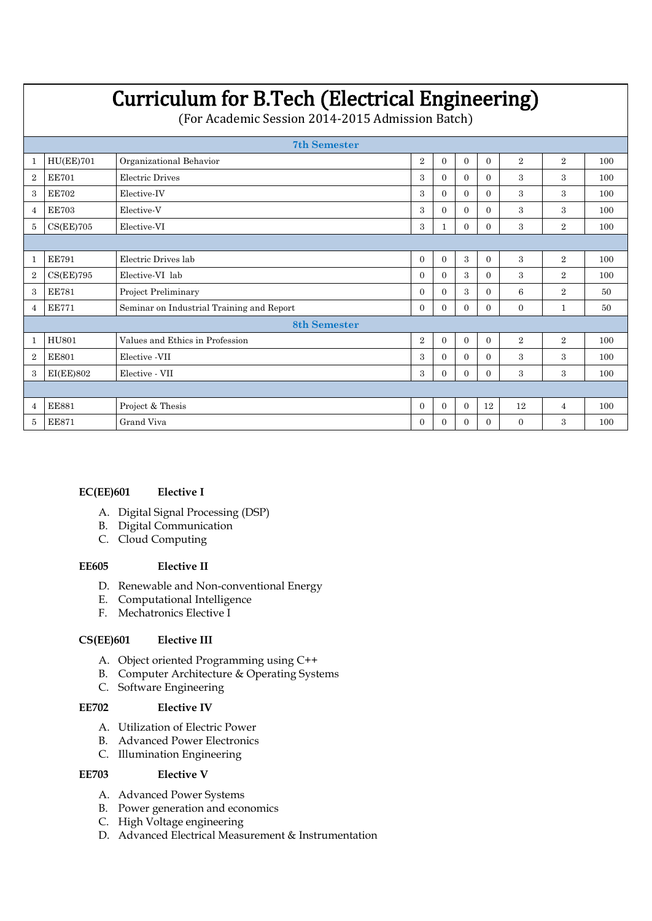# Curriculum for B.Tech (Electrical Engineering)

(For Academic Session 2014-2015 Admission Batch)

| | | | | | | | | | |
|---|---|---|---|---|---|---|---|---|---|
| **7th Semester** | | | | | | | | | |
| 1 | HU(EE)701 | Organizational Behavior | 2 | 0 | 0 | 0 | 2 | 2 | 100 |
| 2 | EE701 | Electric Drives | 3 | 0 | 0 | 0 | 3 | 3 | 100 |
| 3 | EE702 | Elective-IV | 3 | 0 | 0 | 0 | 3 | 3 | 100 |
| 4 | EE703 | Elective-V | 3 | 0 | 0 | 0 | 3 | 3 | 100 |
| 5 | CS(EE)705 | Elective-VI | 3 | 1 | 0 | 0 | 3 | 2 | 100 |
| | | | | | | | | | |
| 1 | EE791 | Electric Drives lab | 0 | 0 | 3 | 0 | 3 | 2 | 100 |
| 2 | CS(EE)795 | Elective-VI lab | 0 | 0 | 3 | 0 | 3 | 2 | 100 |
| 3 | EE781 | Project Preliminary | 0 | 0 | 3 | 0 | 6 | 2 | 50 |
| 4 | EE771 | Seminar on Industrial Training and Report | 0 | 0 | 0 | 0 | 0 | 1 | 50 |
| **8th Semester** | | | | | | | | | |
| 1 | HU801 | Values and Ethics in Profession | 2 | 0 | 0 | 0 | 2 | 2 | 100 |
| 2 | EE801 | Elective -VII | 3 | 0 | 0 | 0 | 3 | 3 | 100 |
| 3 | EI(EE)802 | Elective - VII | 3 | 0 | 0 | 0 | 3 | 3 | 100 |
| | | | | | | | | | |
| 4 | EE881 | Project & Thesis | 0 | 0 | 0 | 12 | 12 | 4 | 100 |
| 5 | EE871 | Grand Viva | 0 | 0 | 0 | 0 | 0 | 3 | 100 |

**EC(EE)601 Elective I**

A. Digital Signal Processing (DSP)
B. Digital Communication
C. Cloud Computing

**EE605 Elective II**

D. Renewable and Non-conventional Energy
E. Computational Intelligence
F. Mechatronics Elective I

**CS(EE)601 Elective III**

A. Object oriented Programming using C++
B. Computer Architecture & Operating Systems
C. Software Engineering

**EE702 Elective IV**

A. Utilization of Electric Power
B. Advanced Power Electronics
C. Illumination Engineering

**EE703 Elective V**

A. Advanced Power Systems
B. Power generation and economics
C. High Voltage engineering
D. Advanced Electrical Measurement & Instrumentation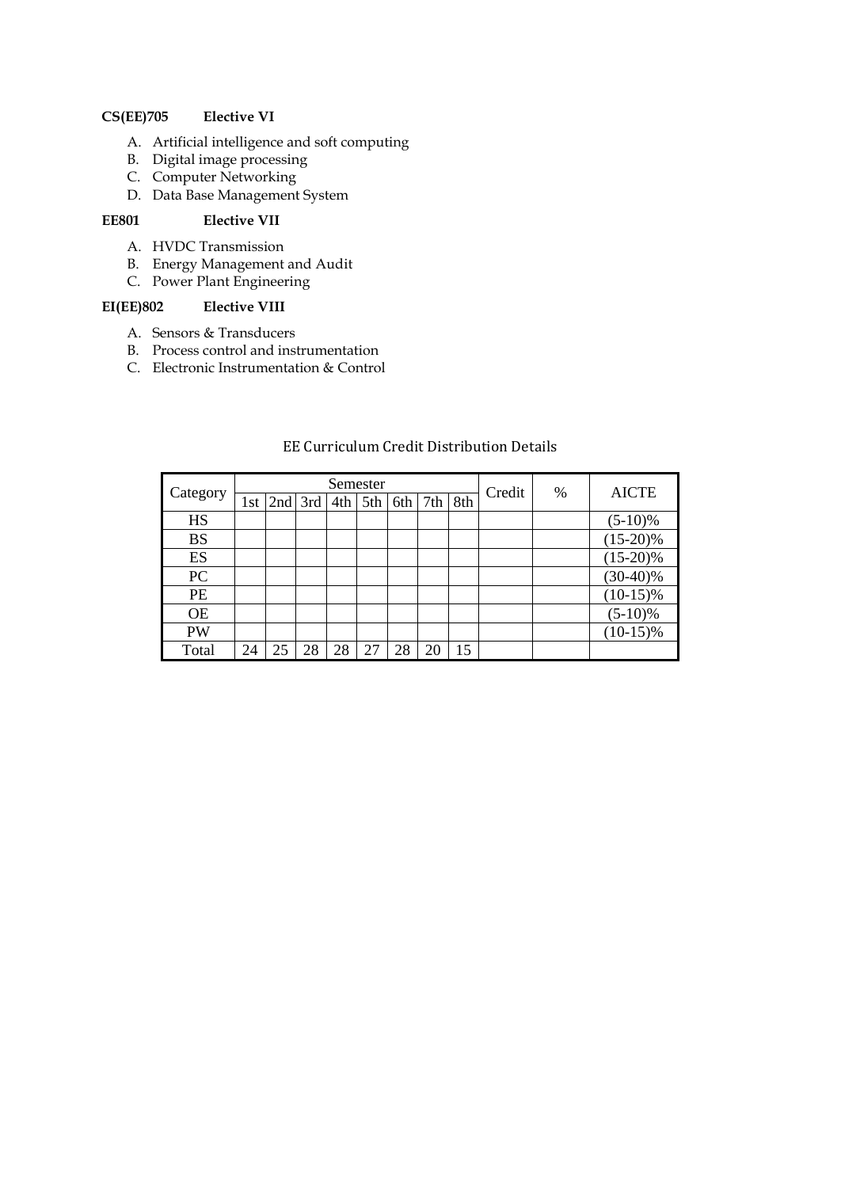**CS(EE)705 Elective VI**

A. Artificial intelligence and soft computing
B. Digital image processing
C. Computer Networking
D. Data Base Management System

**EE801 Elective VII**

A. HVDC Transmission
B. Energy Management and Audit
C. Power Plant Engineering

**EI(EE)802 Elective VIII**

A. Sensors & Transducers
B. Process control and instrumentation
C. Electronic Instrumentation & Control

EE Curriculum Credit Distribution Details

| Category | Semester | | | | | | | | Credit | % | AICTE |
|---|---|---|---|---|---|---|---|---|---|---|---|
| | 1st | 2nd | 3rd | 4th | 5th | 6th | 7th | 8th | | | |
| HS | | | | | | | | | | | (5-10)% |
| BS | | | | | | | | | | | (15-20)% |
| ES | | | | | | | | | | | (15-20)% |
| PC | | | | | | | | | | | (30-40)% |
| PE | | | | | | | | | | | (10-15)% |
| OE | | | | | | | | | | | (5-10)% |
| PW | | | | | | | | | | | (10-15)% |
| Total | 24 | 25 | 28 | 28 | 27 | 28 | 20 | 15 | | | |